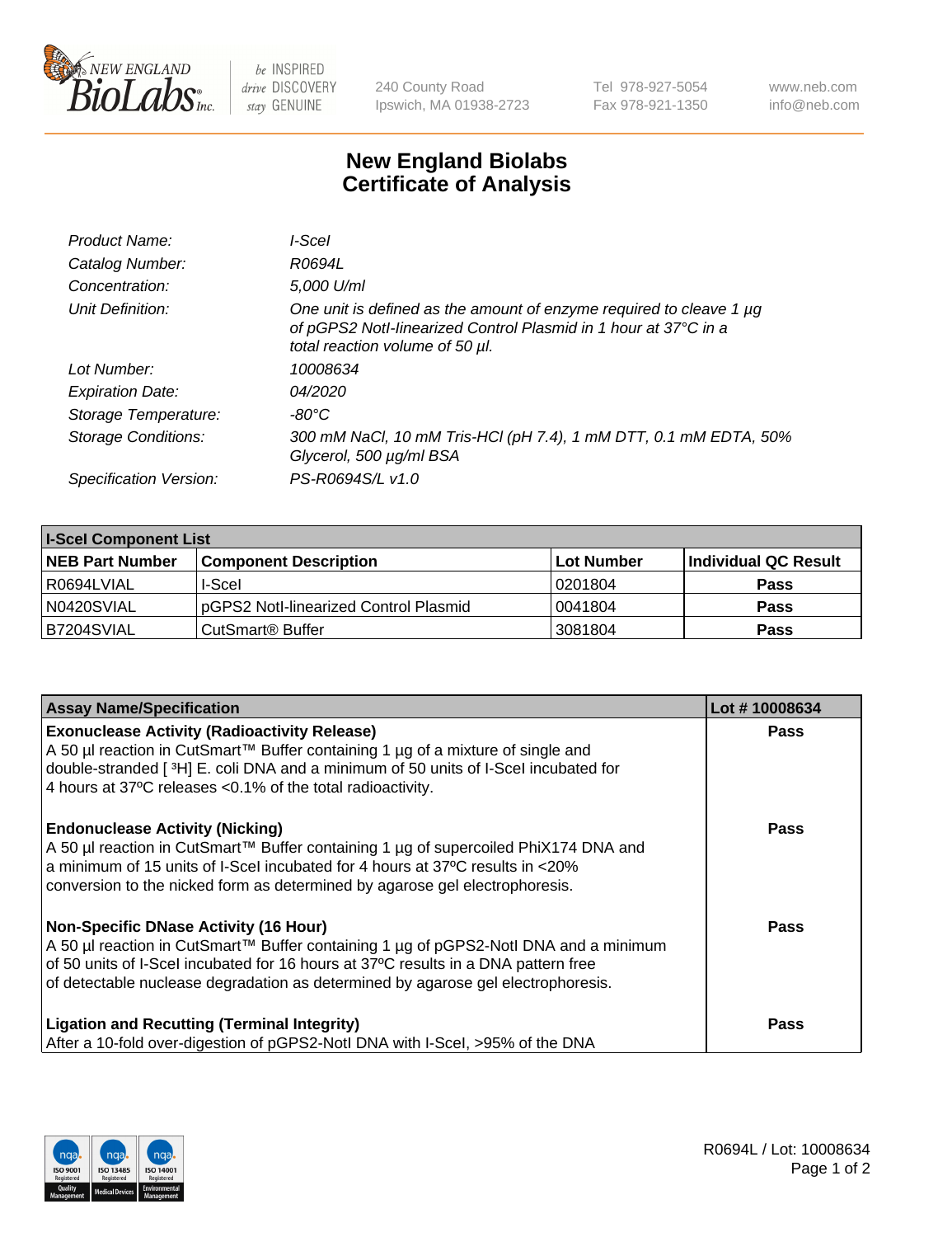# New England Biolabs Certificate of Analysis

240 County Road, Ipswich, MA 01938-2723
Tel 978-927-5054 | Fax 978-921-1350
www.neb.com | info@neb.com

| | |
|---|---|
| *Product Name:* | *I-SceI* |
| *Catalog Number:* | *R0694L* |
| *Concentration:* | *5,000 U/ml* |
| *Unit Definition:* | *One unit is defined as the amount of enzyme required to cleave 1 µg of pGPS2 NotI-linearized Control Plasmid in 1 hour at 37°C in a total reaction volume of 50 µl.* |
| *Lot Number:* | *10008634* |
| *Expiration Date:* | *04/2020* |
| *Storage Temperature:* | *-80°C* |
| *Storage Conditions:* | *300 mM NaCl, 10 mM Tris-HCl (pH 7.4), 1 mM DTT, 0.1 mM EDTA, 50% Glycerol, 500 µg/ml BSA* |
| *Specification Version:* | *PS-R0694S/L v1.0* |

**I-SceI Component List**

| NEB Part Number | Component Description | Lot Number | Individual QC Result |
|---|---|---|---|
| R0694LVIAL | I-SceI | 0201804 | Pass |
| N0420SVIAL | pGPS2 NotI-linearized Control Plasmid | 0041804 | Pass |
| B7204SVIAL | CutSmart® Buffer | 3081804 | Pass |

| Assay Name/Specification | Lot # 10008634 |
|---|---|
| **Exonuclease Activity (Radioactivity Release)**<br>A 50 µl reaction in CutSmart™ Buffer containing 1 µg of a mixture of single and double-stranded [ $^3$H] E. coli DNA and a minimum of 50 units of I-SceI incubated for 4 hours at 37ºC releases <0.1% of the total radioactivity. | Pass |
| **Endonuclease Activity (Nicking)**<br>A 50 µl reaction in CutSmart™ Buffer containing 1 µg of supercoiled PhiX174 DNA and a minimum of 15 units of I-SceI incubated for 4 hours at 37ºC results in <20% conversion to the nicked form as determined by agarose gel electrophoresis. | Pass |
| **Non-Specific DNase Activity (16 Hour)**<br>A 50 µl reaction in CutSmart™ Buffer containing 1 µg of pGPS2-NotI DNA and a minimum of 50 units of I-SceI incubated for 16 hours at 37ºC results in a DNA pattern free of detectable nuclease degradation as determined by agarose gel electrophoresis. | Pass |
| **Ligation and Recutting (Terminal Integrity)**<br>After a 10-fold over-digestion of pGPS2-NotI DNA with I-SceI, >95% of the DNA | Pass |

R0694L / Lot: 10008634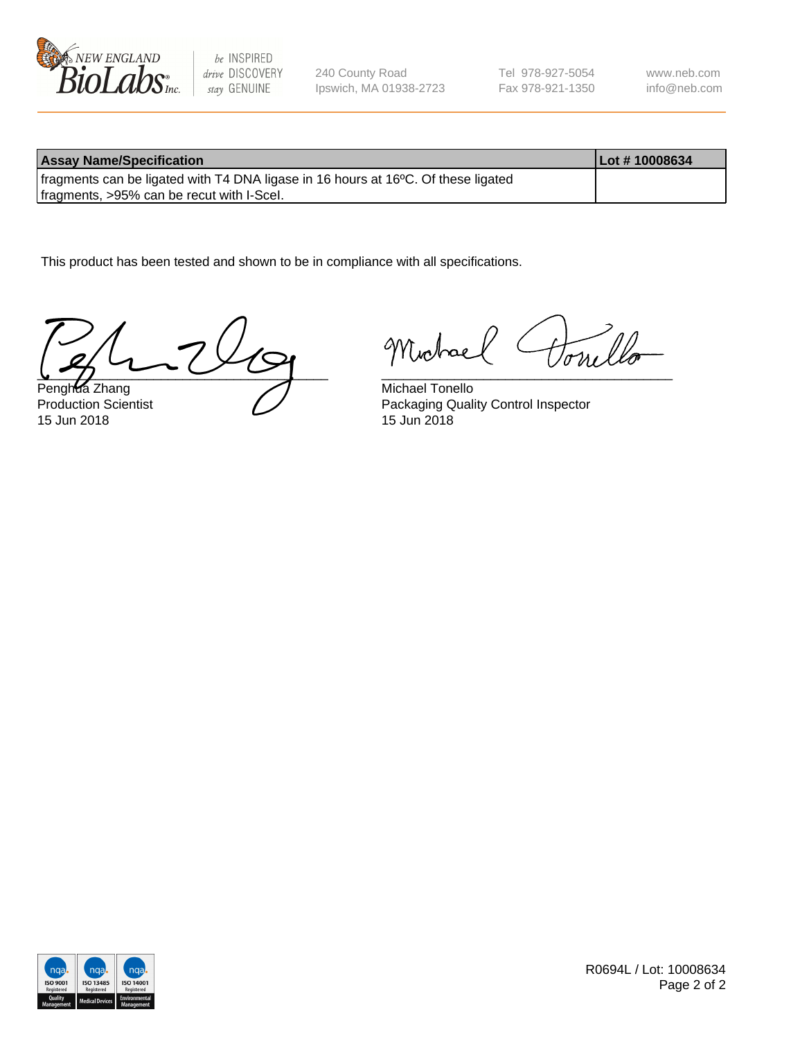| Assay Name/Specification | Lot # 10008634 |
| --- | --- |
| fragments can be ligated with T4 DNA ligase in 16 hours at 16ºC. Of these ligated fragments, >95% can be recut with I-SceI. | |

This product has been tested and shown to be in compliance with all specifications.

Penghua Zhang
Production Scientist
15 Jun 2018

Michael Tonello
Packaging Quality Control Inspector
15 Jun 2018

R0694L / Lot: 10008634